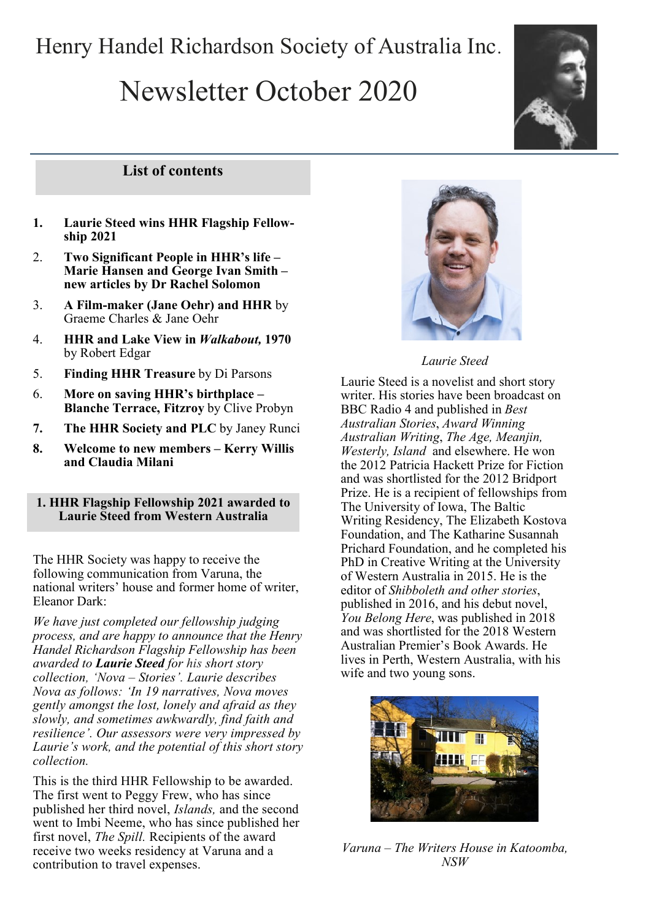# Henry Handel Richardson Society of Australia Inc.

# Newsletter October 2020

## List of contents

1. **Laurie Steed wins HHR Flagship Fellowship 2021**
2. **Two Significant People in HHR's life – Marie Hansen and George Ivan Smith – new articles by Dr Rachel Solomon**
3. **A Film-maker (Jane Oehr) and HHR** by Graeme Charles & Jane Oehr
4. **HHR and Lake View in *Walkabout*, 1970** by Robert Edgar
5. **Finding HHR Treasure** by Di Parsons
6. **More on saving HHR's birthplace – Blanche Terrace, Fitzroy** by Clive Probyn
7. **The HHR Society and PLC** by Janey Runci
8. **Welcome to new members – Kerry Willis and Claudia Milani**

## 1. HHR Flagship Fellowship 2021 awarded to Laurie Steed from Western Australia

The HHR Society was happy to receive the following communication from Varuna, the national writers' house and former home of writer, Eleanor Dark:

*We have just completed our fellowship judging process, and are happy to announce that the Henry Handel Richardson Flagship Fellowship has been awarded to **Laurie Steed** for his short story collection, 'Nova – Stories'. Laurie describes Nova as follows: 'In 19 narratives, Nova moves gently amongst the lost, lonely and afraid as they slowly, and sometimes awkwardly, find faith and resilience'. Our assessors were very impressed by Laurie's work, and the potential of this short story collection.*

This is the third HHR Fellowship to be awarded. The first went to Peggy Frew, who has since published her third novel, *Islands,* and the second went to Imbi Neeme, who has since published her first novel, *The Spill.* Recipients of the award receive two weeks residency at Varuna and a contribution to travel expenses.

*Laurie Steed*

Laurie Steed is a novelist and short story writer. His stories have been broadcast on BBC Radio 4 and published in *Best Australian Stories*, *Award Winning Australian Writing*, *The Age, Meanjin, Westerly, Island* and elsewhere. He won the 2012 Patricia Hackett Prize for Fiction and was shortlisted for the 2012 Bridport Prize. He is a recipient of fellowships from The University of Iowa, The Baltic Writing Residency, The Elizabeth Kostova Foundation, and The Katharine Susannah Prichard Foundation, and he completed his PhD in Creative Writing at the University of Western Australia in 2015. He is the editor of *Shibboleth and other stories*, published in 2016, and his debut novel, *You Belong Here*, was published in 2018 and was shortlisted for the 2018 Western Australian Premier's Book Awards. He lives in Perth, Western Australia, with his wife and two young sons.

*Varuna – The Writers House in Katoomba, NSW*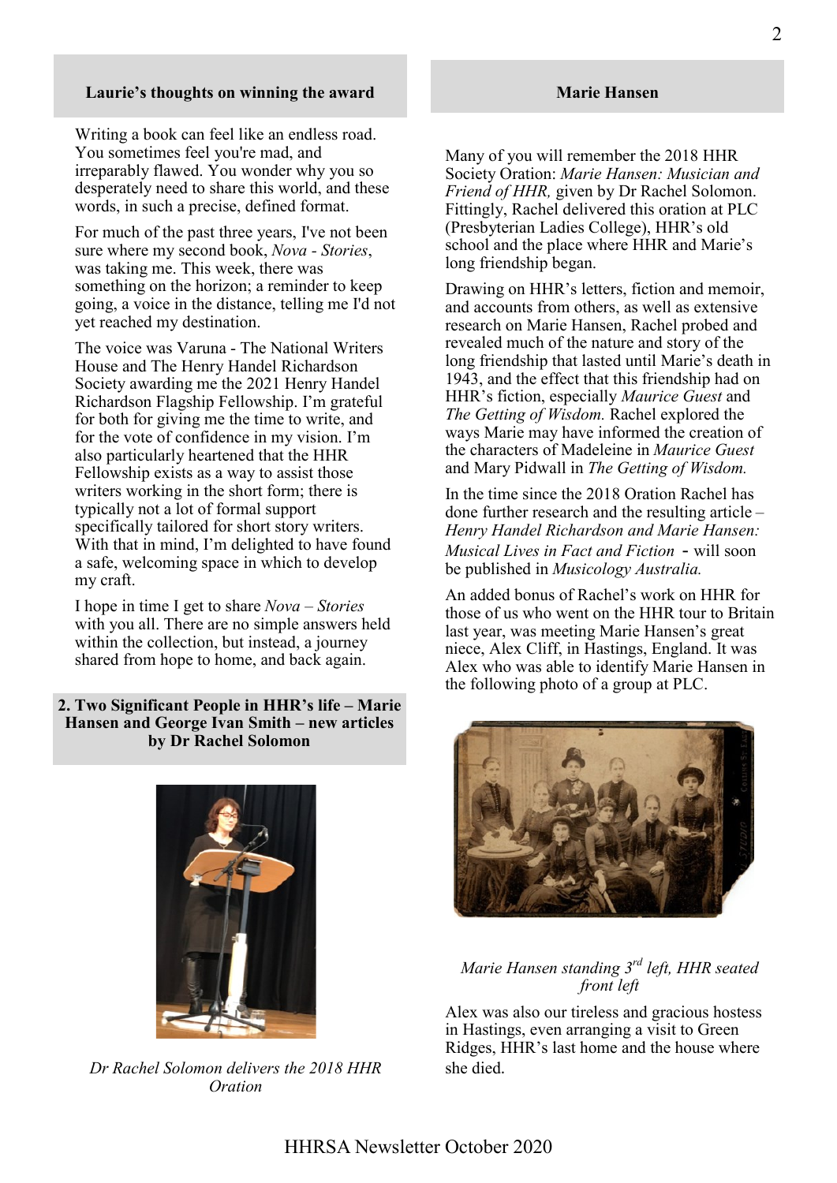### Laurie's thoughts on winning the award

Writing a book can feel like an endless road. You sometimes feel you're mad, and irreparably flawed. You wonder why you so desperately need to share this world, and these words, in such a precise, defined format.

For much of the past three years, I've not been sure where my second book, *Nova - Stories*, was taking me. This week, there was something on the horizon; a reminder to keep going, a voice in the distance, telling me I'd not yet reached my destination.

The voice was Varuna - The National Writers House and The Henry Handel Richardson Society awarding me the 2021 Henry Handel Richardson Flagship Fellowship. I'm grateful for both for giving me the time to write, and for the vote of confidence in my vision. I'm also particularly heartened that the HHR Fellowship exists as a way to assist those writers working in the short form; there is typically not a lot of formal support specifically tailored for short story writers. With that in mind, I'm delighted to have found a safe, welcoming space in which to develop my craft.

I hope in time I get to share *Nova – Stories* with you all. There are no simple answers held within the collection, but instead, a journey shared from hope to home, and back again.

### 2. Two Significant People in HHR's life – Marie Hansen and George Ivan Smith – new articles by Dr Rachel Solomon

*Dr Rachel Solomon delivers the 2018 HHR Oration*

### Marie Hansen

Many of you will remember the 2018 HHR Society Oration: *Marie Hansen: Musician and Friend of HHR,* given by Dr Rachel Solomon. Fittingly, Rachel delivered this oration at PLC (Presbyterian Ladies College), HHR's old school and the place where HHR and Marie's long friendship began.

Drawing on HHR's letters, fiction and memoir, and accounts from others, as well as extensive research on Marie Hansen, Rachel probed and revealed much of the nature and story of the long friendship that lasted until Marie's death in 1943, and the effect that this friendship had on HHR's fiction, especially *Maurice Guest* and *The Getting of Wisdom.* Rachel explored the ways Marie may have informed the creation of the characters of Madeleine in *Maurice Guest* and Mary Pidwall in *The Getting of Wisdom.*

In the time since the 2018 Oration Rachel has done further research and the resulting article – *Henry Handel Richardson and Marie Hansen: Musical Lives in Fact and Fiction* - will soon be published in *Musicology Australia.*

An added bonus of Rachel's work on HHR for those of us who went on the HHR tour to Britain last year, was meeting Marie Hansen's great niece, Alex Cliff, in Hastings, England. It was Alex who was able to identify Marie Hansen in the following photo of a group at PLC.

*Marie Hansen standing 3rd left, HHR seated front left*

Alex was also our tireless and gracious hostess in Hastings, even arranging a visit to Green Ridges, HHR's last home and the house where she died.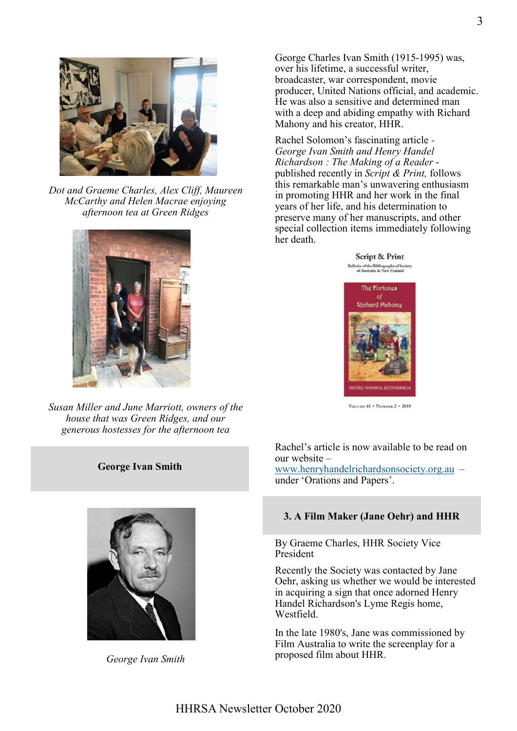*Dot and Graeme Charles, Alex Cliff, Maureen McCarthy and Helen Macrae enjoying afternoon tea at Green Ridges*

*Susan Miller and June Marriott, owners of the house that was Green Ridges, and our generous hostesses for the afternoon tea*

## George Ivan Smith

*George Ivan Smith*

George Charles Ivan Smith (1915-1995) was, over his lifetime, a successful writer, broadcaster, war correspondent, movie producer, United Nations official, and academic. He was also a sensitive and determined man with a deep and abiding empathy with Richard Mahony and his creator, HHR.

Rachel Solomon's fascinating article - *George Ivan Smith and Henry Handel Richardson : The Making of a Reader* - published recently in *Script & Print,* follows this remarkable man's unwavering enthusiasm in promoting HHR and her work in the final years of her life, and his determination to preserve many of her manuscripts, and other special collection items immediately following her death.

Rachel's article is now available to be read on our website – www.henryhandelrichardsonsociety.org.au – under 'Orations and Papers'.

## 3. A Film Maker (Jane Oehr) and HHR

By Graeme Charles, HHR Society Vice President

Recently the Society was contacted by Jane Oehr, asking us whether we would be interested in acquiring a sign that once adorned Henry Handel Richardson's Lyme Regis home, Westfield.

In the late 1980's, Jane was commissioned by Film Australia to write the screenplay for a proposed film about HHR.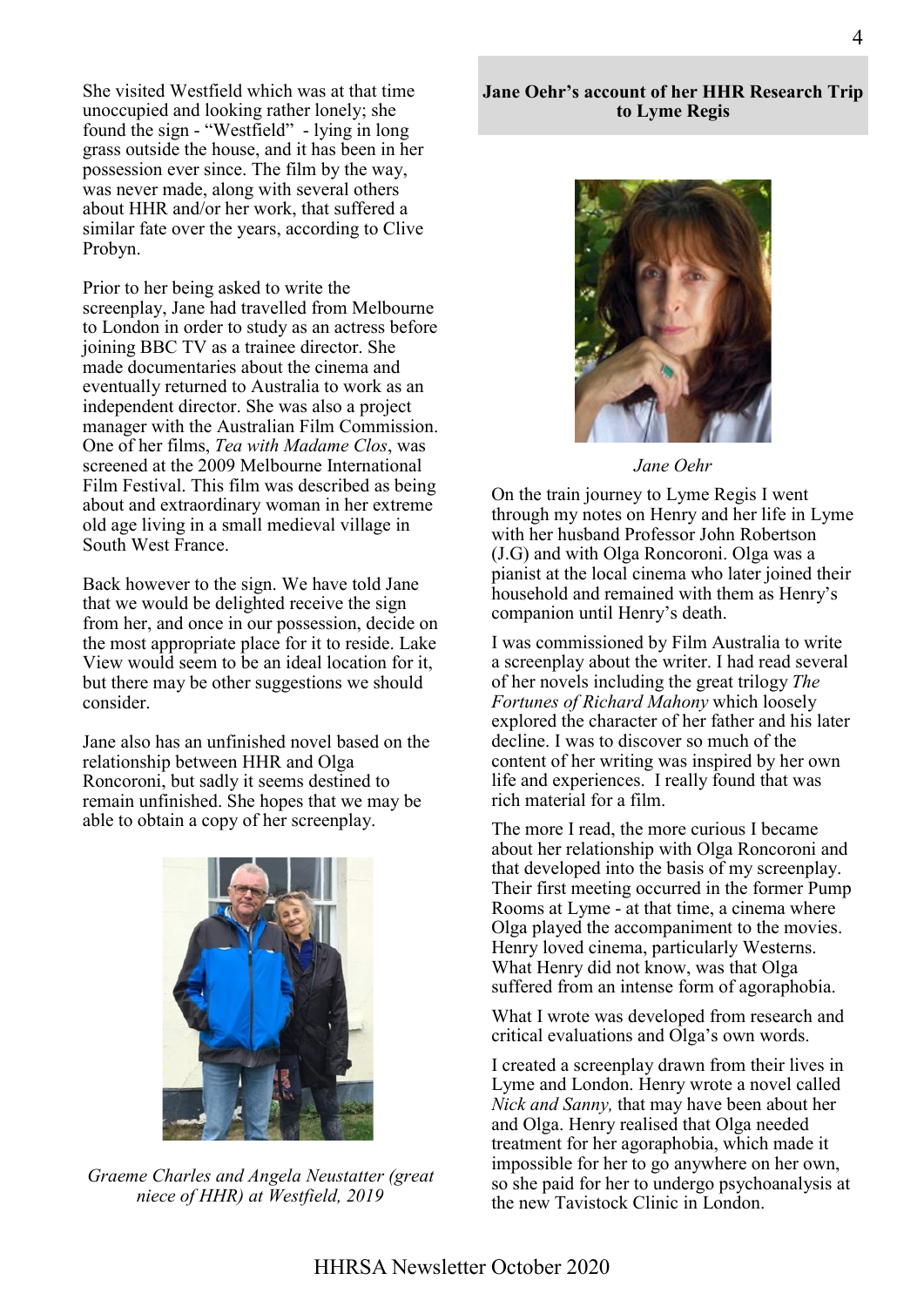She visited Westfield which was at that time unoccupied and looking rather lonely; she found the sign - "Westfield" - lying in long grass outside the house, and it has been in her possession ever since. The film by the way, was never made, along with several others about HHR and/or her work, that suffered a similar fate over the years, according to Clive Probyn.

Prior to her being asked to write the screenplay, Jane had travelled from Melbourne to London in order to study as an actress before joining BBC TV as a trainee director. She made documentaries about the cinema and eventually returned to Australia to work as an independent director. She was also a project manager with the Australian Film Commission. One of her films, *Tea with Madame Clos*, was screened at the 2009 Melbourne International Film Festival. This film was described as being about and extraordinary woman in her extreme old age living in a small medieval village in South West France.

Back however to the sign. We have told Jane that we would be delighted receive the sign from her, and once in our possession, decide on the most appropriate place for it to reside. Lake View would seem to be an ideal location for it, but there may be other suggestions we should consider.

Jane also has an unfinished novel based on the relationship between HHR and Olga Roncoroni, but sadly it seems destined to remain unfinished. She hopes that we may be able to obtain a copy of her screenplay.

*Graeme Charles and Angela Neustatter (great niece of HHR) at Westfield, 2019*

## Jane Oehr's account of her HHR Research Trip to Lyme Regis

*Jane Oehr*

On the train journey to Lyme Regis I went through my notes on Henry and her life in Lyme with her husband Professor John Robertson (J.G) and with Olga Roncoroni. Olga was a pianist at the local cinema who later joined their household and remained with them as Henry's companion until Henry's death.

I was commissioned by Film Australia to write a screenplay about the writer. I had read several of her novels including the great trilogy *The Fortunes of Richard Mahony* which loosely explored the character of her father and his later decline. I was to discover so much of the content of her writing was inspired by her own life and experiences. I really found that was rich material for a film.

The more I read, the more curious I became about her relationship with Olga Roncoroni and that developed into the basis of my screenplay. Their first meeting occurred in the former Pump Rooms at Lyme - at that time, a cinema where Olga played the accompaniment to the movies. Henry loved cinema, particularly Westerns. What Henry did not know, was that Olga suffered from an intense form of agoraphobia.

What I wrote was developed from research and critical evaluations and Olga's own words.

I created a screenplay drawn from their lives in Lyme and London. Henry wrote a novel called *Nick and Sanny,* that may have been about her and Olga. Henry realised that Olga needed treatment for her agoraphobia, which made it impossible for her to go anywhere on her own, so she paid for her to undergo psychoanalysis at the new Tavistock Clinic in London.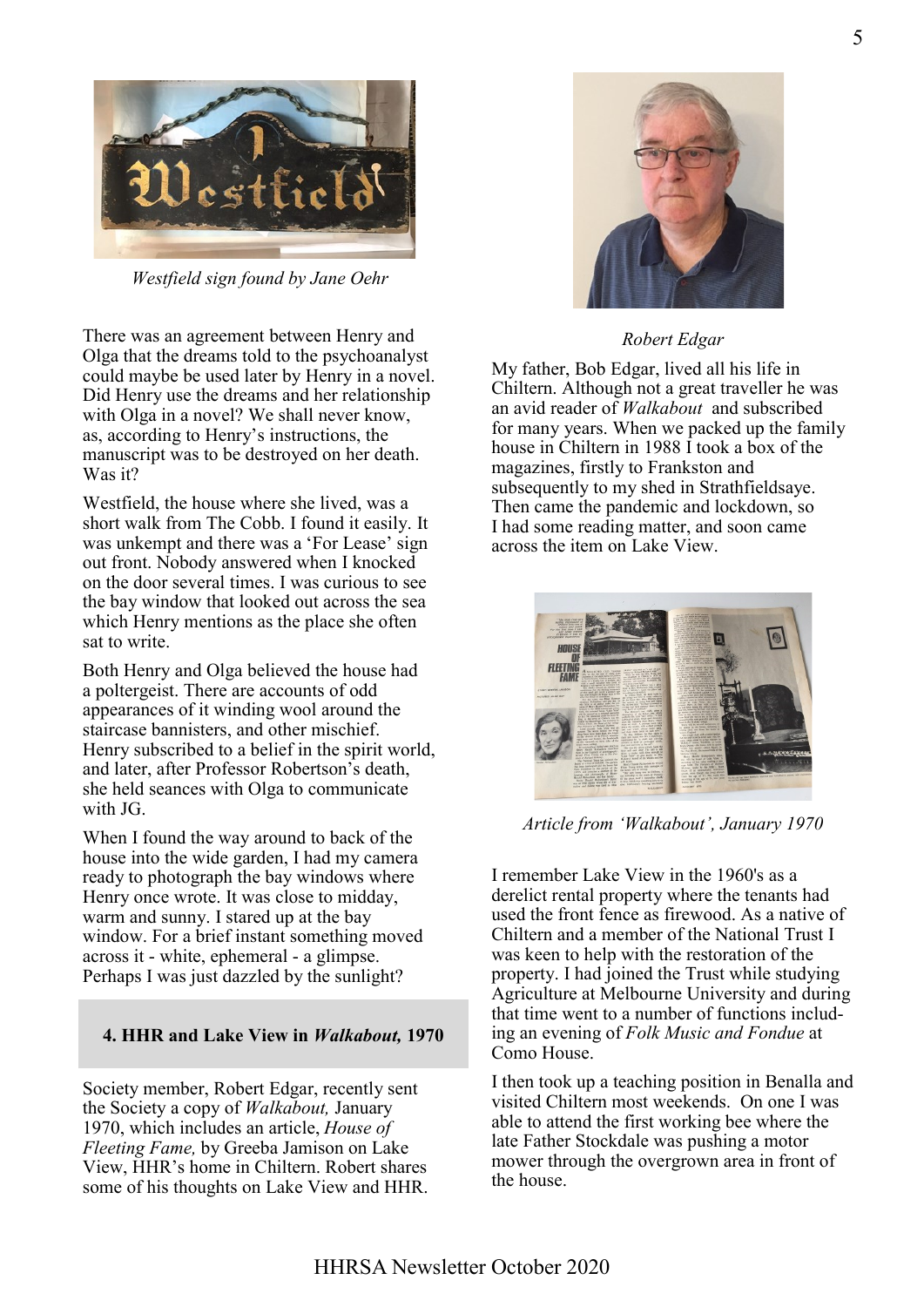*Westfield sign found by Jane Oehr*

There was an agreement between Henry and Olga that the dreams told to the psychoanalyst could maybe be used later by Henry in a novel. Did Henry use the dreams and her relationship with Olga in a novel? We shall never know, as, according to Henry's instructions, the manuscript was to be destroyed on her death. Was it?

Westfield, the house where she lived, was a short walk from The Cobb. I found it easily. It was unkempt and there was a 'For Lease' sign out front. Nobody answered when I knocked on the door several times. I was curious to see the bay window that looked out across the sea which Henry mentions as the place she often sat to write.

Both Henry and Olga believed the house had a poltergeist. There are accounts of odd appearances of it winding wool around the staircase bannisters, and other mischief. Henry subscribed to a belief in the spirit world, and later, after Professor Robertson's death, she held seances with Olga to communicate with JG.

When I found the way around to back of the house into the wide garden, I had my camera ready to photograph the bay windows where Henry once wrote. It was close to midday, warm and sunny. I stared up at the bay window. For a brief instant something moved across it - white, ephemeral - a glimpse. Perhaps I was just dazzled by the sunlight?

## 4. HHR and Lake View in *Walkabout,* 1970

Society member, Robert Edgar, recently sent the Society a copy of *Walkabout,* January 1970, which includes an article, *House of Fleeting Fame,* by Greeba Jamison on Lake View, HHR's home in Chiltern. Robert shares some of his thoughts on Lake View and HHR.

*Robert Edgar*

My father, Bob Edgar, lived all his life in Chiltern. Although not a great traveller he was an avid reader of *Walkabout* and subscribed for many years. When we packed up the family house in Chiltern in 1988 I took a box of the magazines, firstly to Frankston and subsequently to my shed in Strathfieldsaye. Then came the pandemic and lockdown, so I had some reading matter, and soon came across the item on Lake View.

*Article from 'Walkabout', January 1970*

I remember Lake View in the 1960's as a derelict rental property where the tenants had used the front fence as firewood. As a native of Chiltern and a member of the National Trust I was keen to help with the restoration of the property. I had joined the Trust while studying Agriculture at Melbourne University and during that time went to a number of functions including an evening of *Folk Music and Fondue* at Como House.

I then took up a teaching position in Benalla and visited Chiltern most weekends. On one I was able to attend the first working bee where the late Father Stockdale was pushing a motor mower through the overgrown area in front of the house.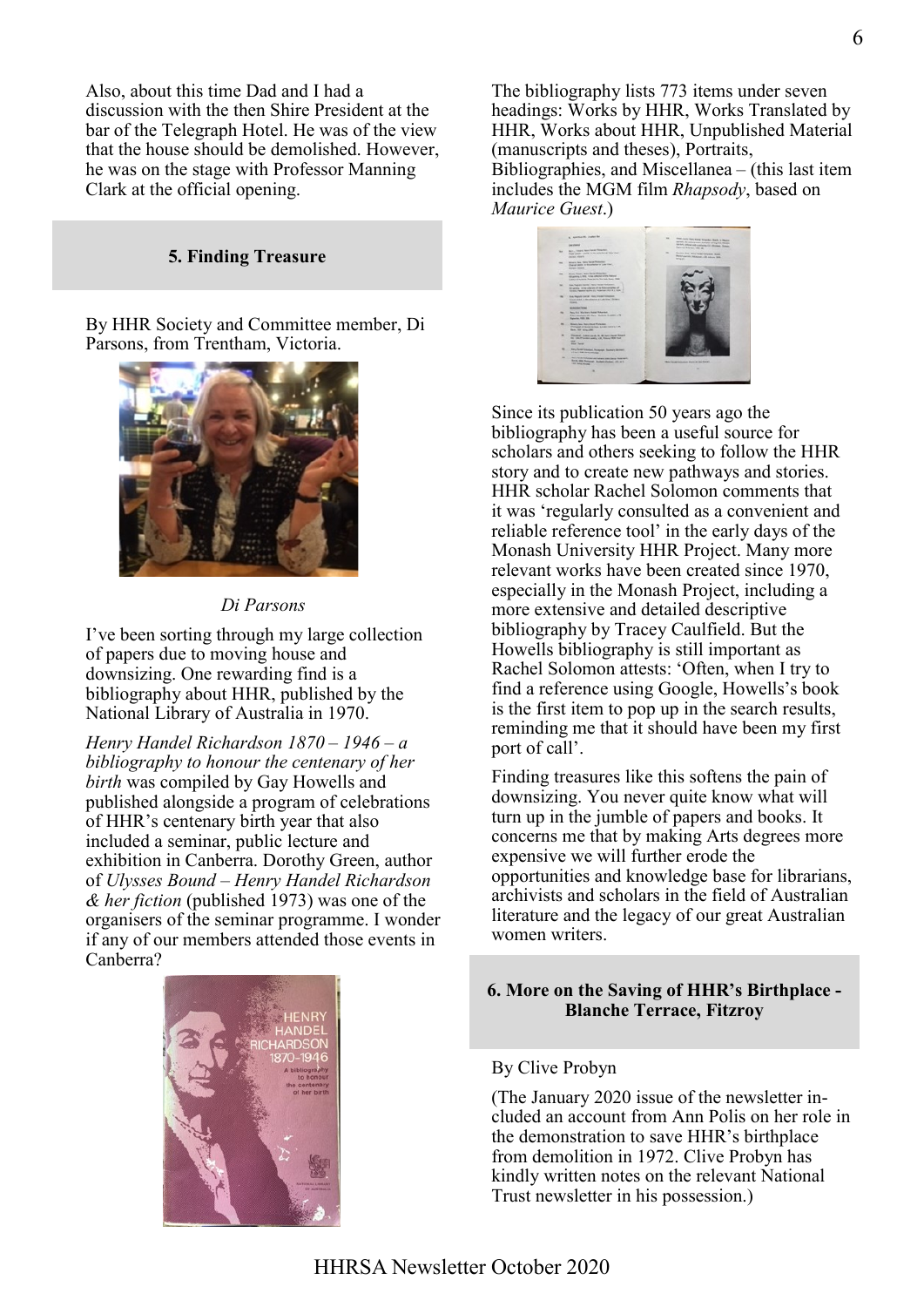Also, about this time Dad and I had a discussion with the then Shire President at the bar of the Telegraph Hotel. He was of the view that the house should be demolished. However, he was on the stage with Professor Manning Clark at the official opening.

## 5. Finding Treasure

By HHR Society and Committee member, Di Parsons, from Trentham, Victoria.

*Di Parsons*

I've been sorting through my large collection of papers due to moving house and downsizing. One rewarding find is a bibliography about HHR, published by the National Library of Australia in 1970.

*Henry Handel Richardson 1870 – 1946 – a bibliography to honour the centenary of her birth* was compiled by Gay Howells and published alongside a program of celebrations of HHR's centenary birth year that also included a seminar, public lecture and exhibition in Canberra. Dorothy Green, author of *Ulysses Bound – Henry Handel Richardson & her fiction* (published 1973) was one of the organisers of the seminar programme. I wonder if any of our members attended those events in Canberra?

The bibliography lists 773 items under seven headings: Works by HHR, Works Translated by HHR, Works about HHR, Unpublished Material (manuscripts and theses), Portraits, Bibliographies, and Miscellanea – (this last item includes the MGM film *Rhapsody*, based on *Maurice Guest*.)

Since its publication 50 years ago the bibliography has been a useful source for scholars and others seeking to follow the HHR story and to create new pathways and stories. HHR scholar Rachel Solomon comments that it was 'regularly consulted as a convenient and reliable reference tool' in the early days of the Monash University HHR Project. Many more relevant works have been created since 1970, especially in the Monash Project, including a more extensive and detailed descriptive bibliography by Tracey Caulfield. But the Howells bibliography is still important as Rachel Solomon attests: 'Often, when I try to find a reference using Google, Howells's book is the first item to pop up in the search results, reminding me that it should have been my first port of call'.

Finding treasures like this softens the pain of downsizing. You never quite know what will turn up in the jumble of papers and books. It concerns me that by making Arts degrees more expensive we will further erode the opportunities and knowledge base for librarians, archivists and scholars in the field of Australian literature and the legacy of our great Australian women writers.

## 6. More on the Saving of HHR's Birthplace - Blanche Terrace, Fitzroy

By Clive Probyn

(The January 2020 issue of the newsletter in-cluded an account from Ann Polis on her role in the demonstration to save HHR's birthplace from demolition in 1972. Clive Probyn has kindly written notes on the relevant National Trust newsletter in his possession.)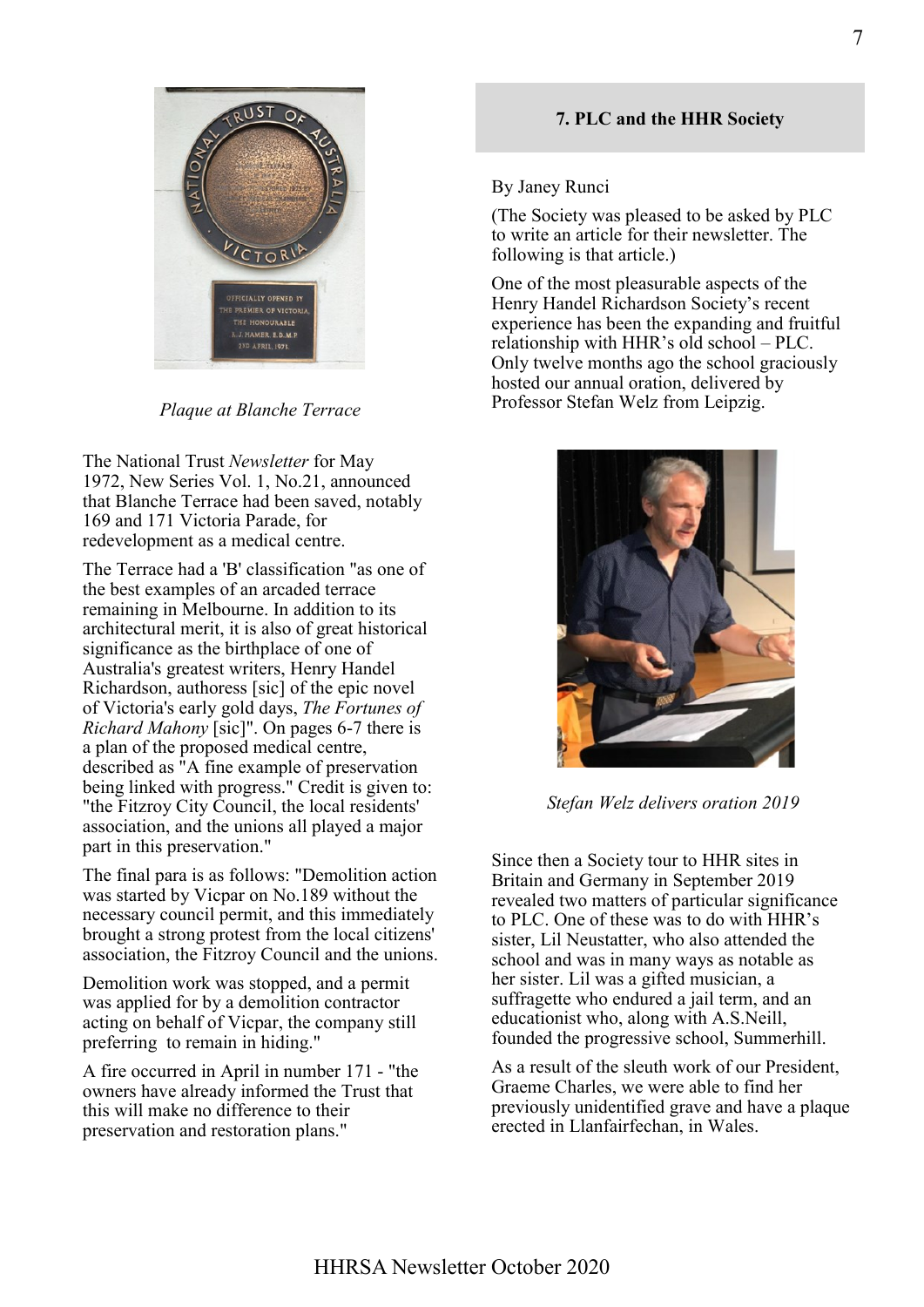Plaque at Blanche Terrace

The National Trust *Newsletter* for May 1972, New Series Vol. 1, No.21, announced that Blanche Terrace had been saved, notably 169 and 171 Victoria Parade, for redevelopment as a medical centre.

The Terrace had a 'B' classification "as one of the best examples of an arcaded terrace remaining in Melbourne. In addition to its architectural merit, it is also of great historical significance as the birthplace of one of Australia's greatest writers, Henry Handel Richardson, authoress [sic] of the epic novel of Victoria's early gold days, *The Fortunes of Richard Mahony* [sic]". On pages 6-7 there is a plan of the proposed medical centre, described as "A fine example of preservation being linked with progress." Credit is given to: "the Fitzroy City Council, the local residents' association, and the unions all played a major part in this preservation."

The final para is as follows: "Demolition action was started by Vicpar on No.189 without the necessary council permit, and this immediately brought a strong protest from the local citizens' association, the Fitzroy Council and the unions.

Demolition work was stopped, and a permit was applied for by a demolition contractor acting on behalf of Vicpar, the company still preferring to remain in hiding."

A fire occurred in April in number 171 - "the owners have already informed the Trust that this will make no difference to their preservation and restoration plans."

## 7. PLC and the HHR Society

By Janey Runci

(The Society was pleased to be asked by PLC to write an article for their newsletter. The following is that article.)

One of the most pleasurable aspects of the Henry Handel Richardson Society's recent experience has been the expanding and fruitful relationship with HHR's old school – PLC. Only twelve months ago the school graciously hosted our annual oration, delivered by Professor Stefan Welz from Leipzig.

*Stefan Welz delivers oration 2019*

Since then a Society tour to HHR sites in Britain and Germany in September 2019 revealed two matters of particular significance to PLC. One of these was to do with HHR's sister, Lil Neustatter, who also attended the school and was in many ways as notable as her sister. Lil was a gifted musician, a suffragette who endured a jail term, and an educationist who, along with A.S.Neill, founded the progressive school, Summerhill.

As a result of the sleuth work of our President, Graeme Charles, we were able to find her previously unidentified grave and have a plaque erected in Llanfairfechan, in Wales.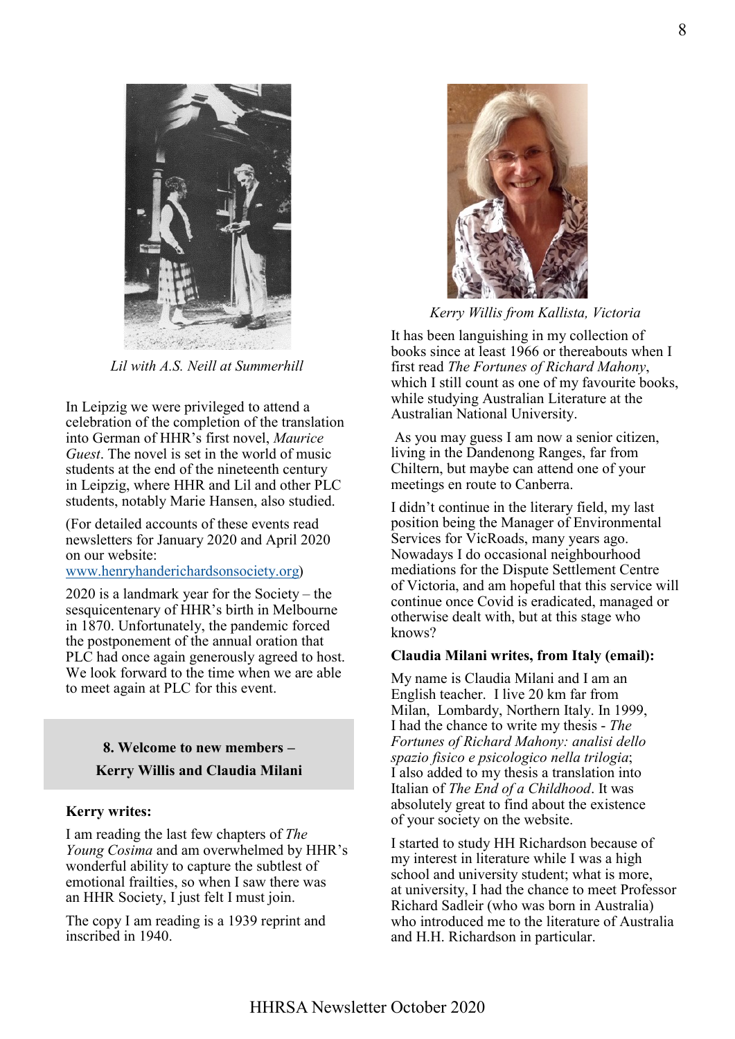Lil with A.S. Neill at Summerhill

In Leipzig we were privileged to attend a celebration of the completion of the translation into German of HHR's first novel, *Maurice Guest*. The novel is set in the world of music students at the end of the nineteenth century in Leipzig, where HHR and Lil and other PLC students, notably Marie Hansen, also studied.

(For detailed accounts of these events read newsletters for January 2020 and April 2020 on our website: [www.henryhanderichardsonsociety.org](http://www.henryhanderichardsonsociety.org))

2020 is a landmark year for the Society – the sesquicentenary of HHR's birth in Melbourne in 1870. Unfortunately, the pandemic forced the postponement of the annual oration that PLC had once again generously agreed to host. We look forward to the time when we are able to meet again at PLC for this event.

## 8. Welcome to new members – Kerry Willis and Claudia Milani

**Kerry writes:**

I am reading the last few chapters of *The Young Cosima* and am overwhelmed by HHR's wonderful ability to capture the subtlest of emotional frailties, so when I saw there was an HHR Society, I just felt I must join.

The copy I am reading is a 1939 reprint and inscribed in 1940.

*Kerry Willis from Kallista, Victoria*

It has been languishing in my collection of books since at least 1966 or thereabouts when I first read *The Fortunes of Richard Mahony*, which I still count as one of my favourite books, while studying Australian Literature at the Australian National University.

As you may guess I am now a senior citizen, living in the Dandenong Ranges, far from Chiltern, but maybe can attend one of your meetings en route to Canberra.

I didn't continue in the literary field, my last position being the Manager of Environmental Services for VicRoads, many years ago. Nowadays I do occasional neighbourhood mediations for the Dispute Settlement Centre of Victoria, and am hopeful that this service will continue once Covid is eradicated, managed or otherwise dealt with, but at this stage who knows?

**Claudia Milani writes, from Italy (email):**

My name is Claudia Milani and I am an English teacher. I live 20 km far from Milan, Lombardy, Northern Italy. In 1999, I had the chance to write my thesis - *The Fortunes of Richard Mahony: analisi dello spazio fisico e psicologico nella trilogia*; I also added to my thesis a translation into Italian of *The End of a Childhood*. It was absolutely great to find about the existence of your society on the website.

I started to study HH Richardson because of my interest in literature while I was a high school and university student; what is more, at university, I had the chance to meet Professor Richard Sadleir (who was born in Australia) who introduced me to the literature of Australia and H.H. Richardson in particular.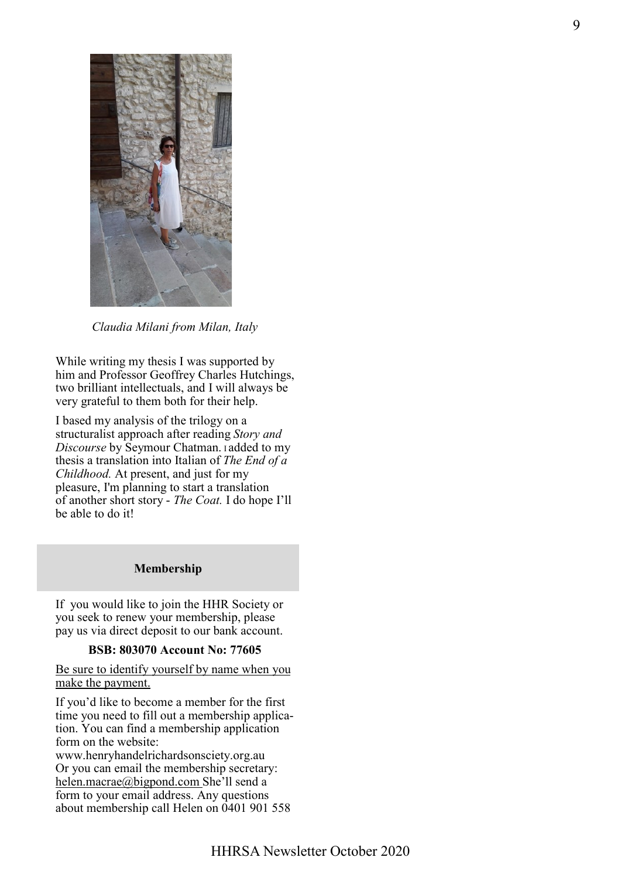*Claudia Milani from Milan, Italy*

While writing my thesis I was supported by him and Professor Geoffrey Charles Hutchings, two brilliant intellectuals, and I will always be very grateful to them both for their help.

I based my analysis of the trilogy on a structuralist approach after reading *Story and Discourse* by Seymour Chatman. I added to my thesis a translation into Italian of *The End of a Childhood.* At present, and just for my pleasure, I'm planning to start a translation of another short story - *The Coat.* I do hope I'll be able to do it!

## Membership

If you would like to join the HHR Society or you seek to renew your membership, please pay us via direct deposit to our bank account.

**BSB: 803070 Account No: 77605**

Be sure to identify yourself by name when you make the payment.

If you'd like to become a member for the first time you need to fill out a membership application. You can find a membership application form on the website:
www.henryhandelrichardsonsciety.org.au
Or you can email the membership secretary:
helen.macrae@bigpond.com She'll send a form to your email address. Any questions about membership call Helen on 0401 901 558